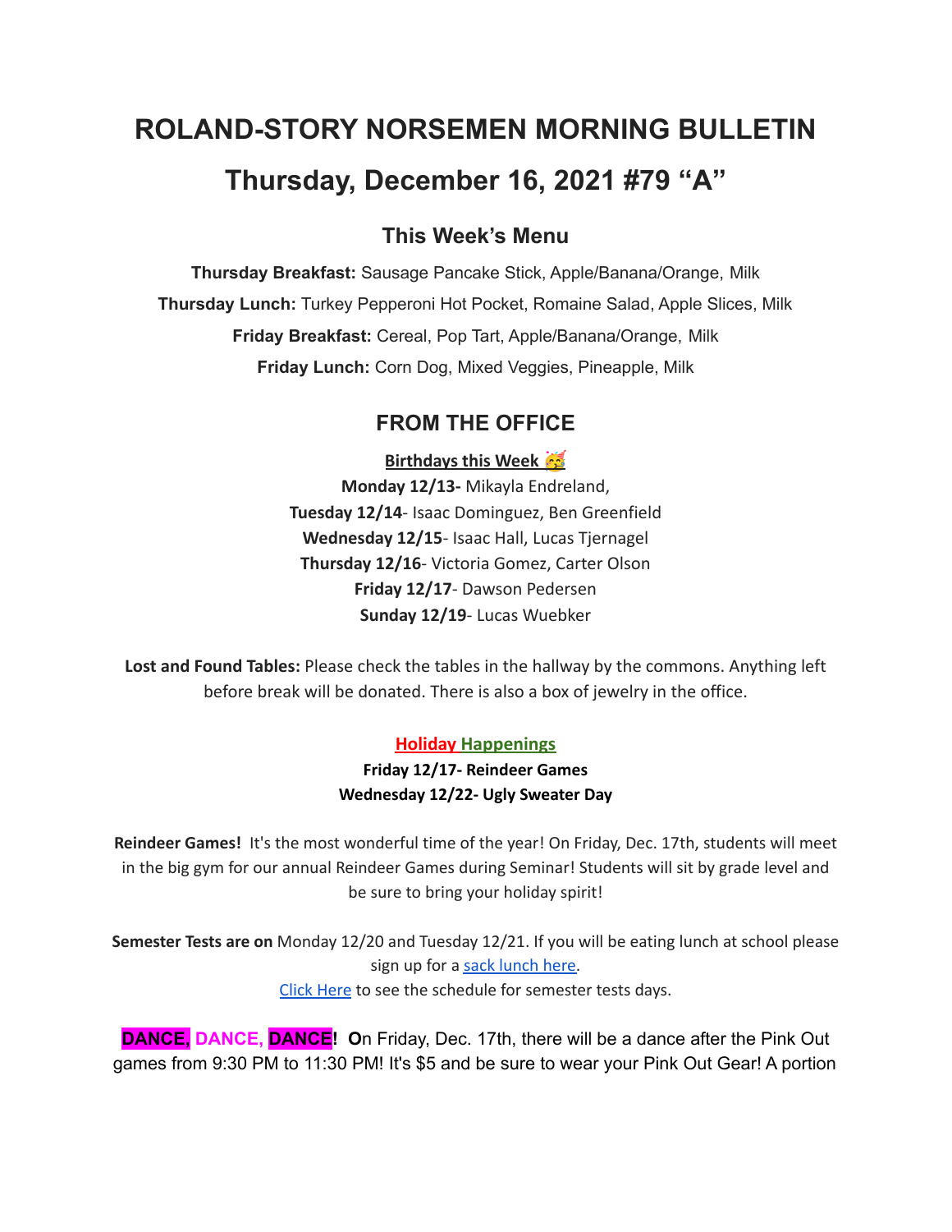# ROLAND-STORY NORSEMEN MORNING BULLETIN

# Thursday, December 16, 2021 #79 "A"

## This Week's Menu

**Thursday Breakfast:** Sausage Pancake Stick, Apple/Banana/Orange, Milk

**Thursday Lunch:** Turkey Pepperoni Hot Pocket, Romaine Salad, Apple Slices, Milk

**Friday Breakfast:** Cereal, Pop Tart, Apple/Banana/Orange, Milk

**Friday Lunch:** Corn Dog, Mixed Veggies, Pineapple, Milk

## FROM THE OFFICE

**Birthdays this Week** 🥳

**Monday 12/13-** Mikayla Endreland,

**Tuesday 12/14**- Isaac Dominguez, Ben Greenfield

**Wednesday 12/15**- Isaac Hall, Lucas Tjernagel

**Thursday 12/16**- Victoria Gomez, Carter Olson

**Friday 12/17**- Dawson Pedersen

**Sunday 12/19**- Lucas Wuebker

**Lost and Found Tables:** Please check the tables in the hallway by the commons. Anything left before break will be donated. There is also a box of jewelry in the office.

**Holiday Happenings**

**Friday 12/17- Reindeer Games**

**Wednesday 12/22- Ugly Sweater Day**

**Reindeer Games!** It's the most wonderful time of the year! On Friday, Dec. 17th, students will meet in the big gym for our annual Reindeer Games during Seminar! Students will sit by grade level and be sure to bring your holiday spirit!

**Semester Tests are on** Monday 12/20 and Tuesday 12/21. If you will be eating lunch at school please sign up for a sack lunch here.

Click Here to see the schedule for semester tests days.

**DANCE, DANCE, DANCE! O**n Friday, Dec. 17th, there will be a dance after the Pink Out games from 9:30 PM to 11:30 PM! It's $5 and be sure to wear your Pink Out Gear! A portion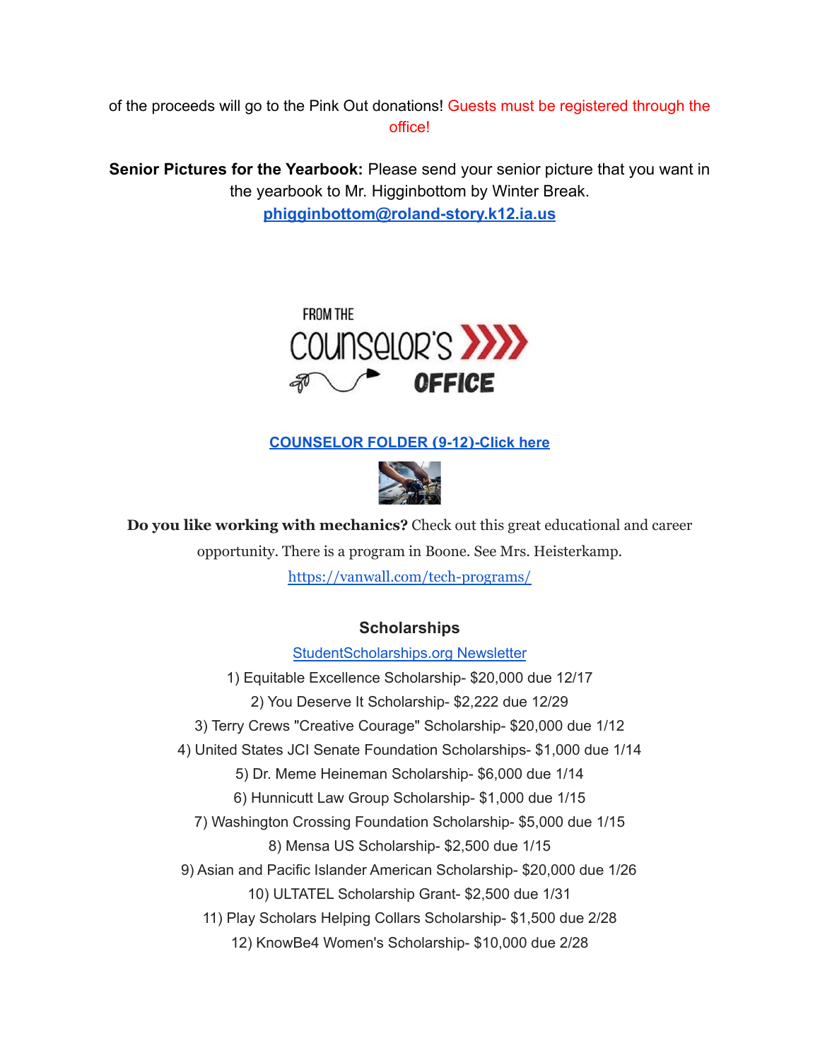of the proceeds will go to the Pink Out donations! Guests must be registered through the office!

**Senior Pictures for the Yearbook:** Please send your senior picture that you want in the yearbook to Mr. Higginbottom by Winter Break.
**phigginbottom@roland-story.k12.ia.us**

FROM THE COUNSELOR'S OFFICE

**COUNSELOR FOLDER (9-12)-Click here**

**Do you like working with mechanics?** Check out this great educational and career opportunity. There is a program in Boone. See Mrs. Heisterkamp.
https://vanwall.com/tech-programs/

### Scholarships

StudentScholarships.org Newsletter

1) Equitable Excellence Scholarship- $20,000 due 12/17
2) You Deserve It Scholarship- $2,222 due 12/29
3) Terry Crews "Creative Courage" Scholarship- $20,000 due 1/12
4) United States JCI Senate Foundation Scholarships- $1,000 due 1/14
5) Dr. Meme Heineman Scholarship- $6,000 due 1/14
6) Hunnicutt Law Group Scholarship- $1,000 due 1/15
7) Washington Crossing Foundation Scholarship- $5,000 due 1/15
8) Mensa US Scholarship- $2,500 due 1/15
9) Asian and Pacific Islander American Scholarship- $20,000 due 1/26
10) ULTATEL Scholarship Grant- $2,500 due 1/31
11) Play Scholars Helping Collars Scholarship- $1,500 due 2/28
12) KnowBe4 Women's Scholarship- $10,000 due 2/28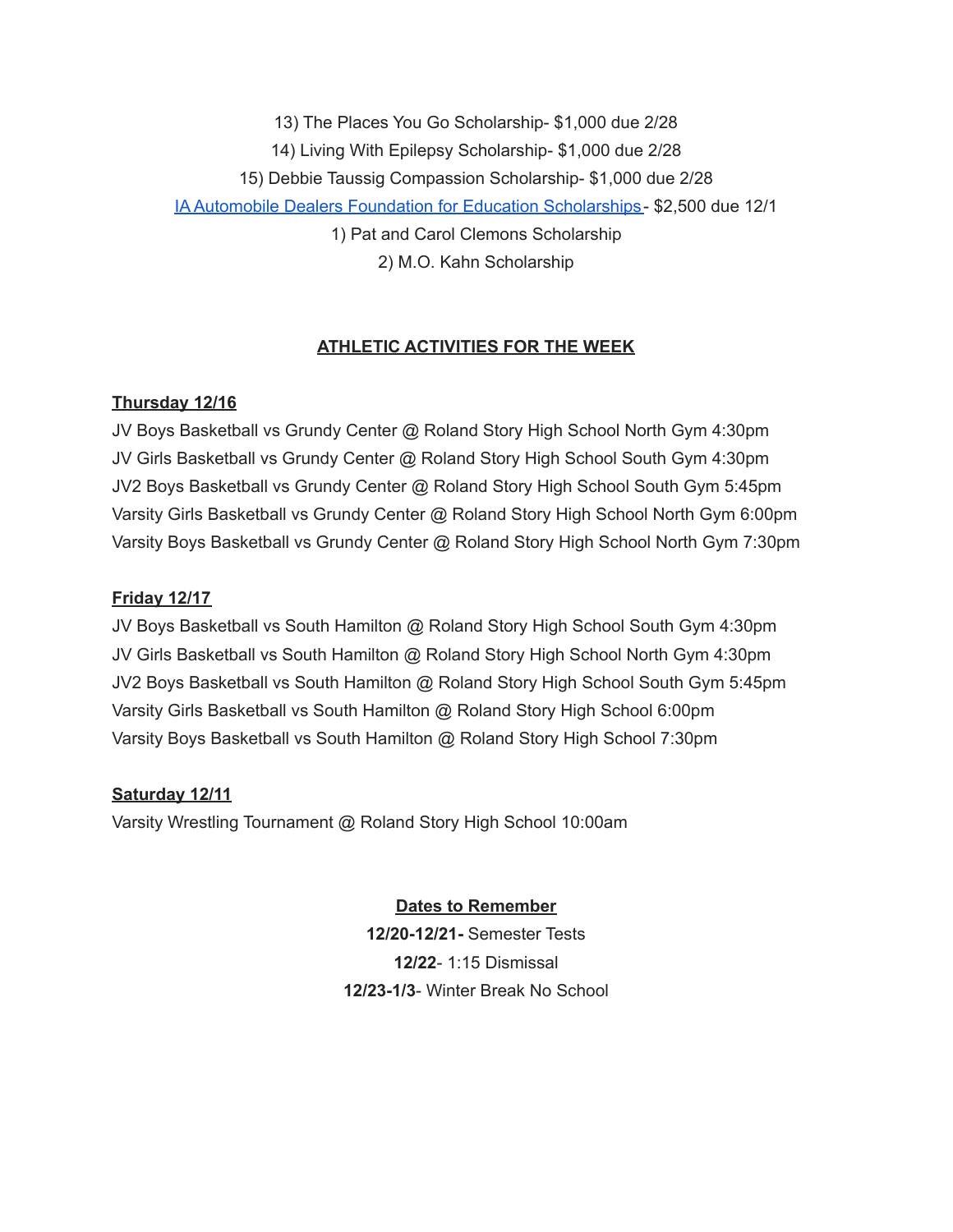13) The Places You Go Scholarship- $1,000 due 2/28

14) Living With Epilepsy Scholarship- $1,000 due 2/28

15) Debbie Taussig Compassion Scholarship- $1,000 due 2/28

IA Automobile Dealers Foundation for Education Scholarships - $2,500 due 12/1

1) Pat and Carol Clemons Scholarship

2) M.O. Kahn Scholarship

## ATHLETIC ACTIVITIES FOR THE WEEK

**Thursday 12/16**

JV Boys Basketball vs Grundy Center @ Roland Story High School North Gym 4:30pm
JV Girls Basketball vs Grundy Center @ Roland Story High School South Gym 4:30pm
JV2 Boys Basketball vs Grundy Center @ Roland Story High School South Gym 5:45pm
Varsity Girls Basketball vs Grundy Center @ Roland Story High School North Gym 6:00pm
Varsity Boys Basketball vs Grundy Center @ Roland Story High School North Gym 7:30pm

**Friday 12/17**

JV Boys Basketball vs South Hamilton @ Roland Story High School South Gym 4:30pm
JV Girls Basketball vs South Hamilton @ Roland Story High School North Gym 4:30pm
JV2 Boys Basketball vs South Hamilton @ Roland Story High School South Gym 5:45pm
Varsity Girls Basketball vs South Hamilton @ Roland Story High School 6:00pm
Varsity Boys Basketball vs South Hamilton @ Roland Story High School 7:30pm

**Saturday 12/11**

Varsity Wrestling Tournament @ Roland Story High School 10:00am

## Dates to Remember

**12/20-12/21-** Semester Tests

**12/22**- 1:15 Dismissal

**12/23-1/3**- Winter Break No School